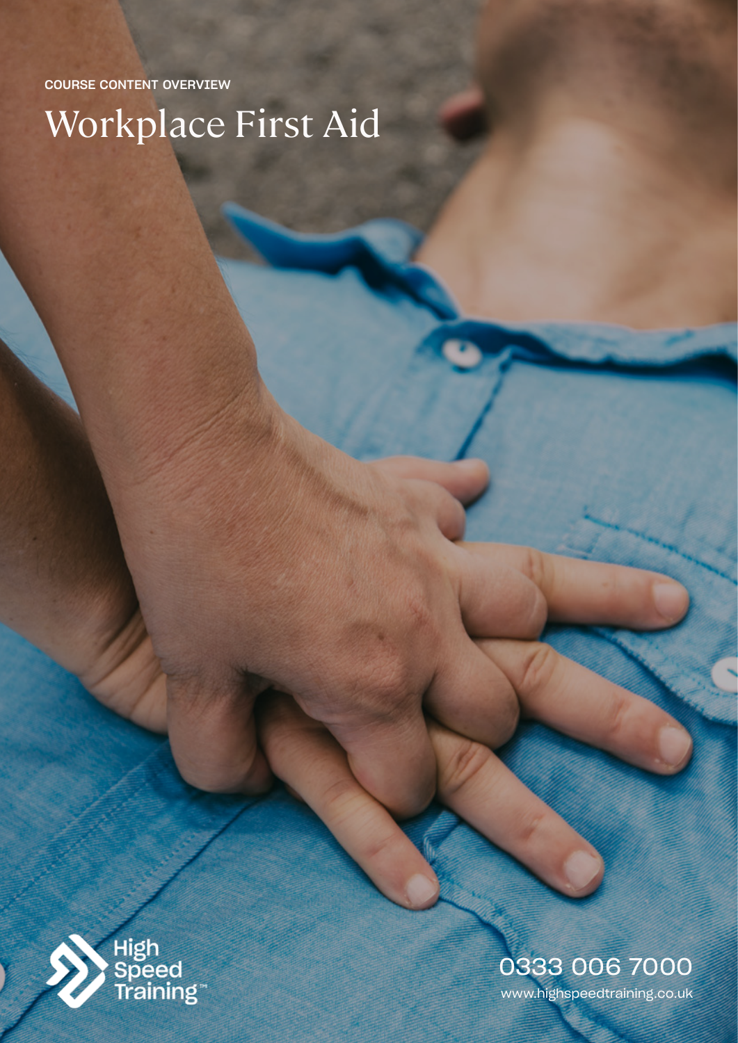COURSE CONTENT OVERVIEW

# Workplace First Aid

High Speed Training™

0333 006 7000

www.highspeedtraining.co.uk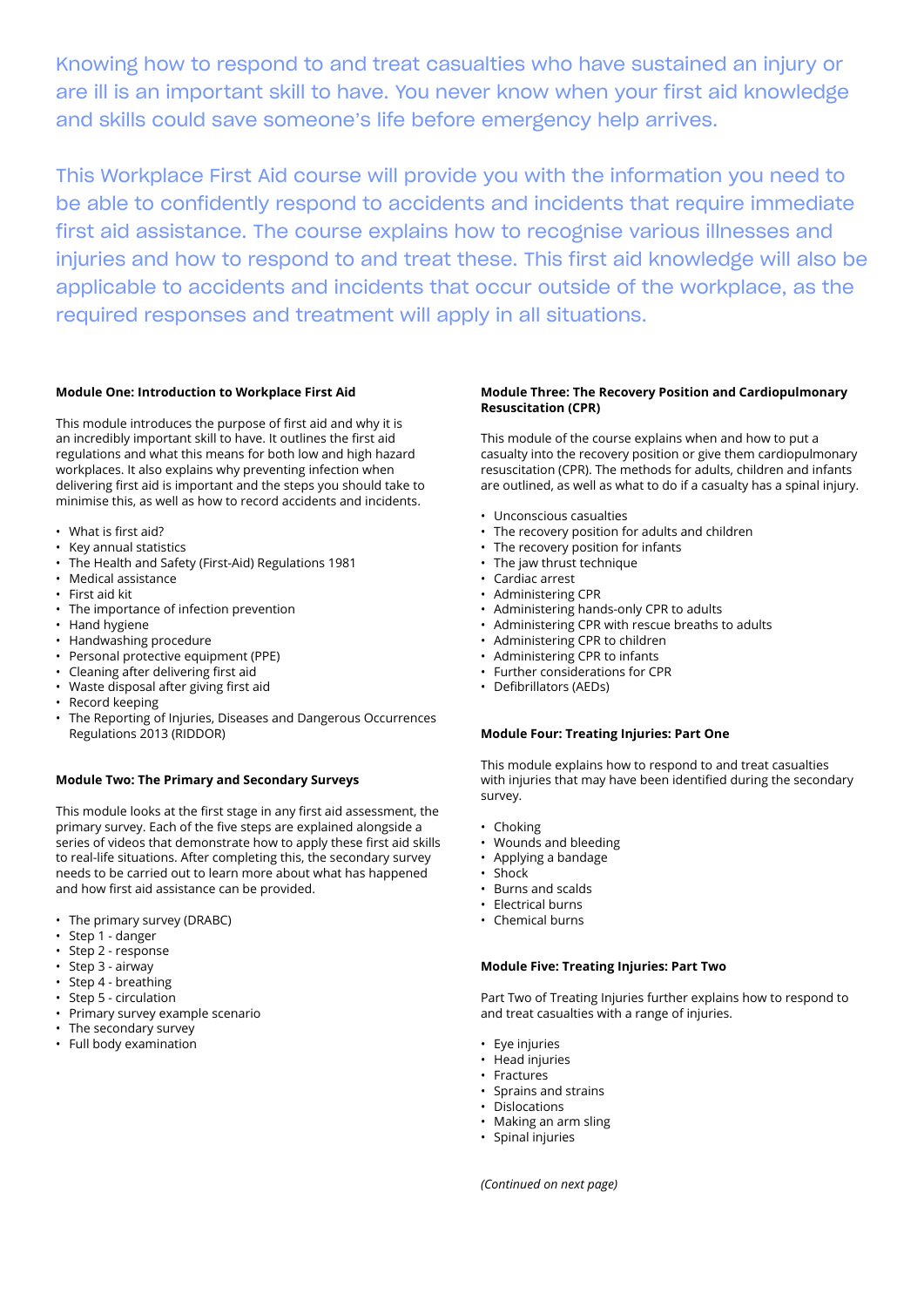Knowing how to respond to and treat casualties who have sustained an injury or are ill is an important skill to have. You never know when your first aid knowledge and skills could save someone's life before emergency help arrives.

This Workplace First Aid course will provide you with the information you need to be able to confidently respond to accidents and incidents that require immediate first aid assistance. The course explains how to recognise various illnesses and injuries and how to respond to and treat these. This first aid knowledge will also be applicable to accidents and incidents that occur outside of the workplace, as the required responses and treatment will apply in all situations.

**Module One: Introduction to Workplace First Aid**

This module introduces the purpose of first aid and why it is an incredibly important skill to have. It outlines the first aid regulations and what this means for both low and high hazard workplaces. It also explains why preventing infection when delivering first aid is important and the steps you should take to minimise this, as well as how to record accidents and incidents.

- What is first aid?
- Key annual statistics
- The Health and Safety (First-Aid) Regulations 1981
- Medical assistance
- First aid kit
- The importance of infection prevention
- Hand hygiene
- Handwashing procedure
- Personal protective equipment (PPE)
- Cleaning after delivering first aid
- Waste disposal after giving first aid
- Record keeping
- The Reporting of Injuries, Diseases and Dangerous Occurrences Regulations 2013 (RIDDOR)

**Module Two: The Primary and Secondary Surveys**

This module looks at the first stage in any first aid assessment, the primary survey. Each of the five steps are explained alongside a series of videos that demonstrate how to apply these first aid skills to real-life situations. After completing this, the secondary survey needs to be carried out to learn more about what has happened and how first aid assistance can be provided.

- The primary survey (DRABC)
- Step 1 - danger
- Step 2 - response
- Step 3 - airway
- Step 4 - breathing
- Step 5 - circulation
- Primary survey example scenario
- The secondary survey
- Full body examination

**Module Three: The Recovery Position and Cardiopulmonary Resuscitation (CPR)**

This module of the course explains when and how to put a casualty into the recovery position or give them cardiopulmonary resuscitation (CPR). The methods for adults, children and infants are outlined, as well as what to do if a casualty has a spinal injury.

- Unconscious casualties
- The recovery position for adults and children
- The recovery position for infants
- The jaw thrust technique
- Cardiac arrest
- Administering CPR
- Administering hands-only CPR to adults
- Administering CPR with rescue breaths to adults
- Administering CPR to children
- Administering CPR to infants
- Further considerations for CPR
- Defibrillators (AEDs)

**Module Four: Treating Injuries: Part One**

This module explains how to respond to and treat casualties with injuries that may have been identified during the secondary survey.

- Choking
- Wounds and bleeding
- Applying a bandage
- Shock
- Burns and scalds
- Electrical burns
- Chemical burns

**Module Five: Treating Injuries: Part Two**

Part Two of Treating Injuries further explains how to respond to and treat casualties with a range of injuries.

- Eye injuries
- Head injuries
- Fractures
- Sprains and strains
- Dislocations
- Making an arm sling
- Spinal injuries

*(Continued on next page)*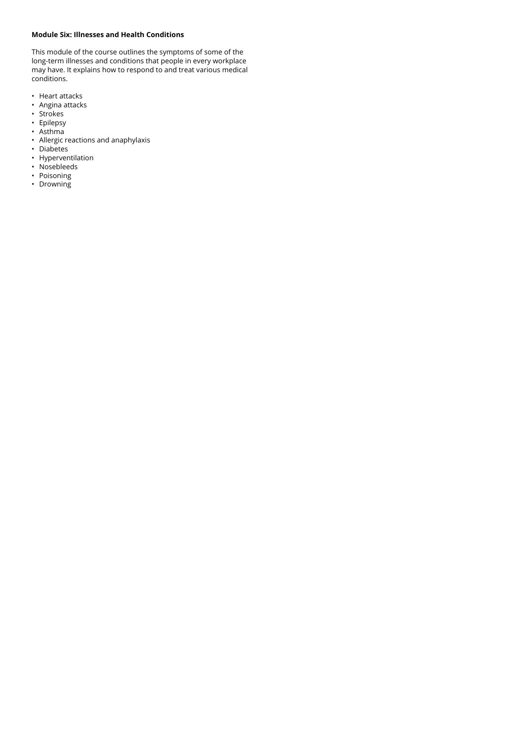**Module Six: Illnesses and Health Conditions**

This module of the course outlines the symptoms of some of the long-term illnesses and conditions that people in every workplace may have. It explains how to respond to and treat various medical conditions.

- Heart attacks
- Angina attacks
- Strokes
- Epilepsy
- Asthma
- Allergic reactions and anaphylaxis
- Diabetes
- Hyperventilation
- Nosebleeds
- Poisoning
- Drowning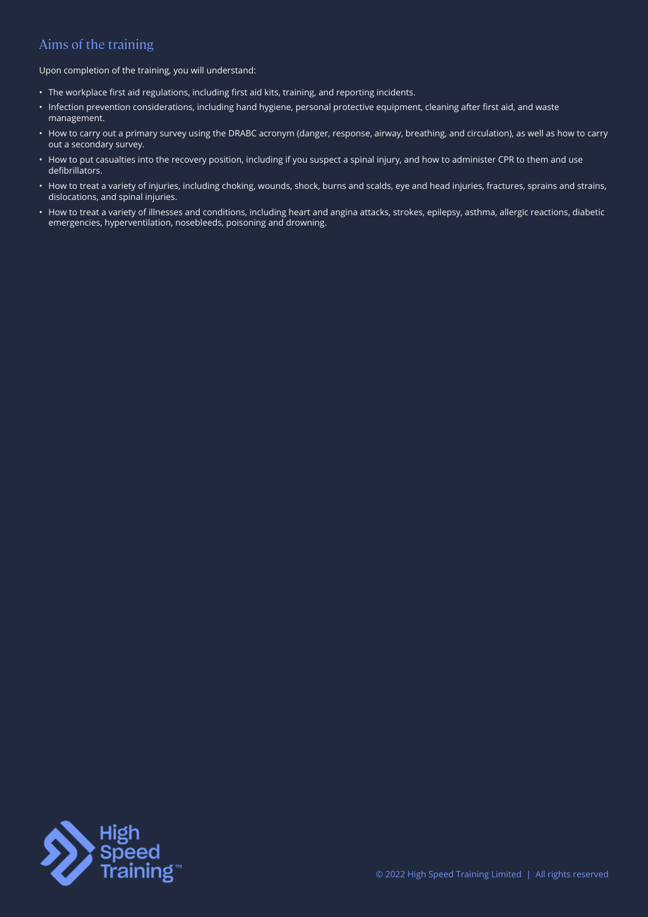## Aims of the training

Upon completion of the training, you will understand:

- The workplace first aid regulations, including first aid kits, training, and reporting incidents.
- Infection prevention considerations, including hand hygiene, personal protective equipment, cleaning after first aid, and waste management.
- How to carry out a primary survey using the DRABC acronym (danger, response, airway, breathing, and circulation), as well as how to carry out a secondary survey.
- How to put casualties into the recovery position, including if you suspect a spinal injury, and how to administer CPR to them and use defibrillators.
- How to treat a variety of injuries, including choking, wounds, shock, burns and scalds, eye and head injuries, fractures, sprains and strains, dislocations, and spinal injuries.
- How to treat a variety of illnesses and conditions, including heart and angina attacks, strokes, epilepsy, asthma, allergic reactions, diabetic emergencies, hyperventilation, nosebleeds, poisoning and drowning.